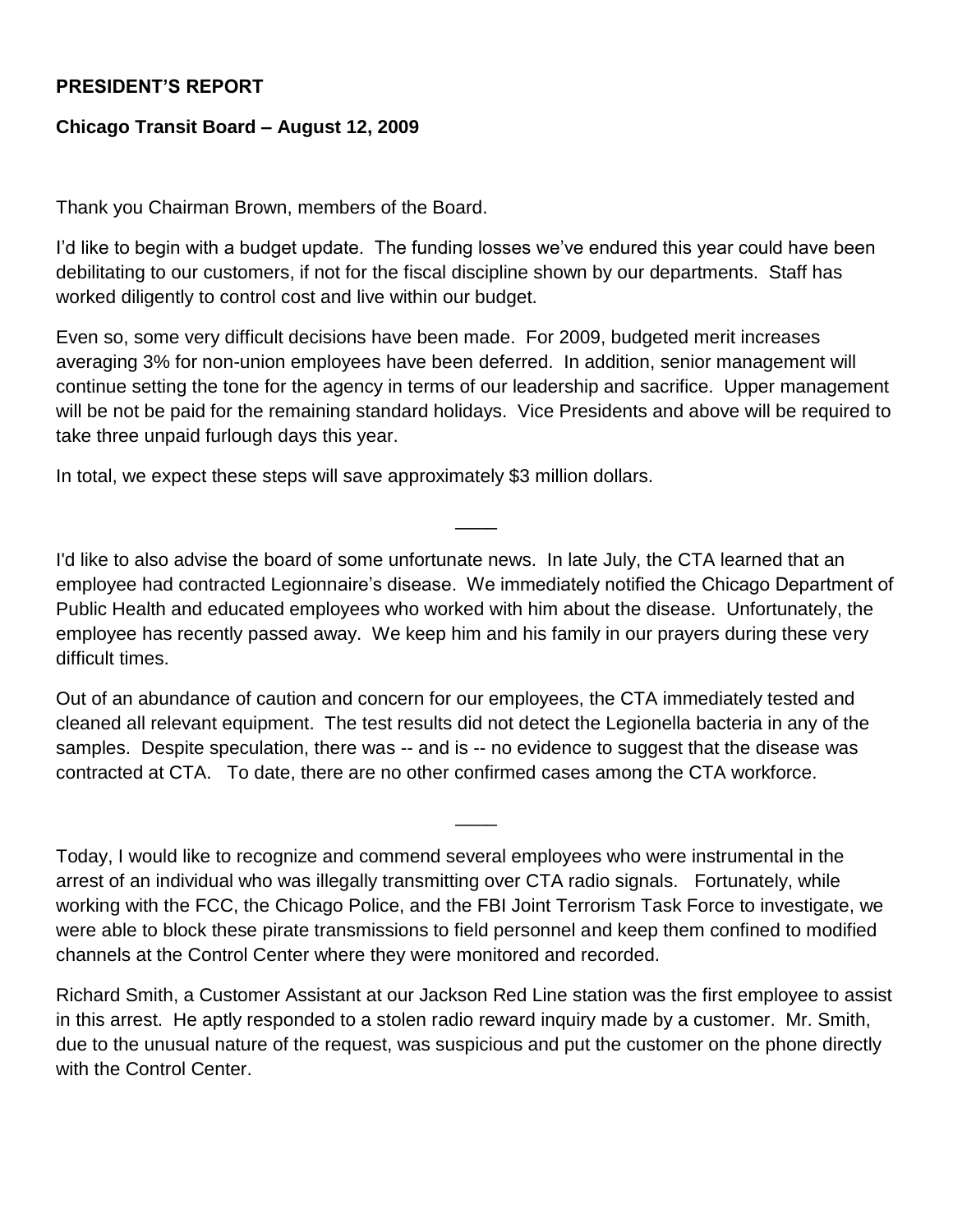**PRESIDENT'S REPORT**

**Chicago Transit Board – August 12, 2009**

Thank you Chairman Brown, members of the Board.

I'd like to begin with a budget update. The funding losses we've endured this year could have been debilitating to our customers, if not for the fiscal discipline shown by our departments. Staff has worked diligently to control cost and live within our budget.

Even so, some very difficult decisions have been made. For 2009, budgeted merit increases averaging 3% for non-union employees have been deferred. In addition, senior management will continue setting the tone for the agency in terms of our leadership and sacrifice. Upper management will be not be paid for the remaining standard holidays. Vice Presidents and above will be required to take three unpaid furlough days this year.

In total, we expect these steps will save approximately $3 million dollars.

____

I'd like to also advise the board of some unfortunate news. In late July, the CTA learned that an employee had contracted Legionnaire's disease. We immediately notified the Chicago Department of Public Health and educated employees who worked with him about the disease. Unfortunately, the employee has recently passed away. We keep him and his family in our prayers during these very difficult times.

Out of an abundance of caution and concern for our employees, the CTA immediately tested and cleaned all relevant equipment. The test results did not detect the Legionella bacteria in any of the samples. Despite speculation, there was -- and is -- no evidence to suggest that the disease was contracted at CTA. To date, there are no other confirmed cases among the CTA workforce.

____

Today, I would like to recognize and commend several employees who were instrumental in the arrest of an individual who was illegally transmitting over CTA radio signals. Fortunately, while working with the FCC, the Chicago Police, and the FBI Joint Terrorism Task Force to investigate, we were able to block these pirate transmissions to field personnel and keep them confined to modified channels at the Control Center where they were monitored and recorded.

Richard Smith, a Customer Assistant at our Jackson Red Line station was the first employee to assist in this arrest. He aptly responded to a stolen radio reward inquiry made by a customer. Mr. Smith, due to the unusual nature of the request, was suspicious and put the customer on the phone directly with the Control Center.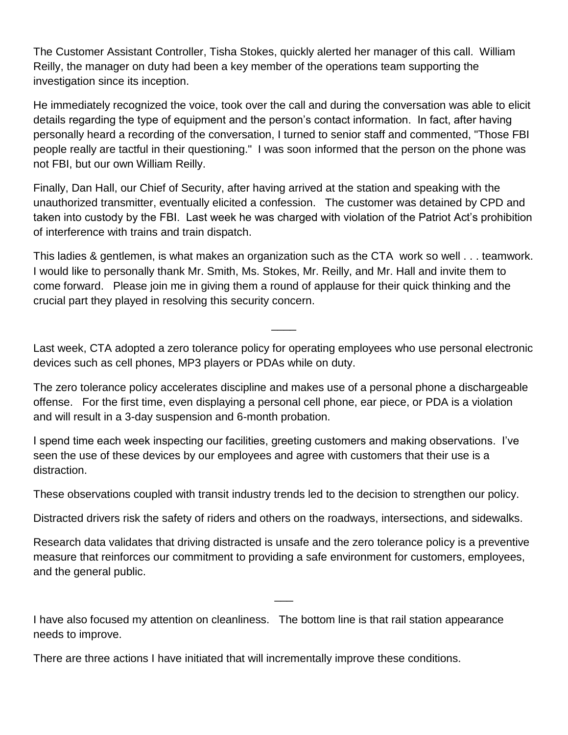The Customer Assistant Controller, Tisha Stokes, quickly alerted her manager of this call. William Reilly, the manager on duty had been a key member of the operations team supporting the investigation since its inception.

He immediately recognized the voice, took over the call and during the conversation was able to elicit details regarding the type of equipment and the person's contact information. In fact, after having personally heard a recording of the conversation, I turned to senior staff and commented, "Those FBI people really are tactful in their questioning." I was soon informed that the person on the phone was not FBI, but our own William Reilly.

Finally, Dan Hall, our Chief of Security, after having arrived at the station and speaking with the unauthorized transmitter, eventually elicited a confession. The customer was detained by CPD and taken into custody by the FBI. Last week he was charged with violation of the Patriot Act's prohibition of interference with trains and train dispatch.

This ladies & gentlemen, is what makes an organization such as the CTA work so well . . . teamwork. I would like to personally thank Mr. Smith, Ms. Stokes, Mr. Reilly, and Mr. Hall and invite them to come forward. Please join me in giving them a round of applause for their quick thinking and the crucial part they played in resolving this security concern.

____

Last week, CTA adopted a zero tolerance policy for operating employees who use personal electronic devices such as cell phones, MP3 players or PDAs while on duty.

The zero tolerance policy accelerates discipline and makes use of a personal phone a dischargeable offense. For the first time, even displaying a personal cell phone, ear piece, or PDA is a violation and will result in a 3-day suspension and 6-month probation.

I spend time each week inspecting our facilities, greeting customers and making observations. I've seen the use of these devices by our employees and agree with customers that their use is a distraction.

These observations coupled with transit industry trends led to the decision to strengthen our policy.

Distracted drivers risk the safety of riders and others on the roadways, intersections, and sidewalks.

Research data validates that driving distracted is unsafe and the zero tolerance policy is a preventive measure that reinforces our commitment to providing a safe environment for customers, employees, and the general public.

___

I have also focused my attention on cleanliness. The bottom line is that rail station appearance needs to improve.

There are three actions I have initiated that will incrementally improve these conditions.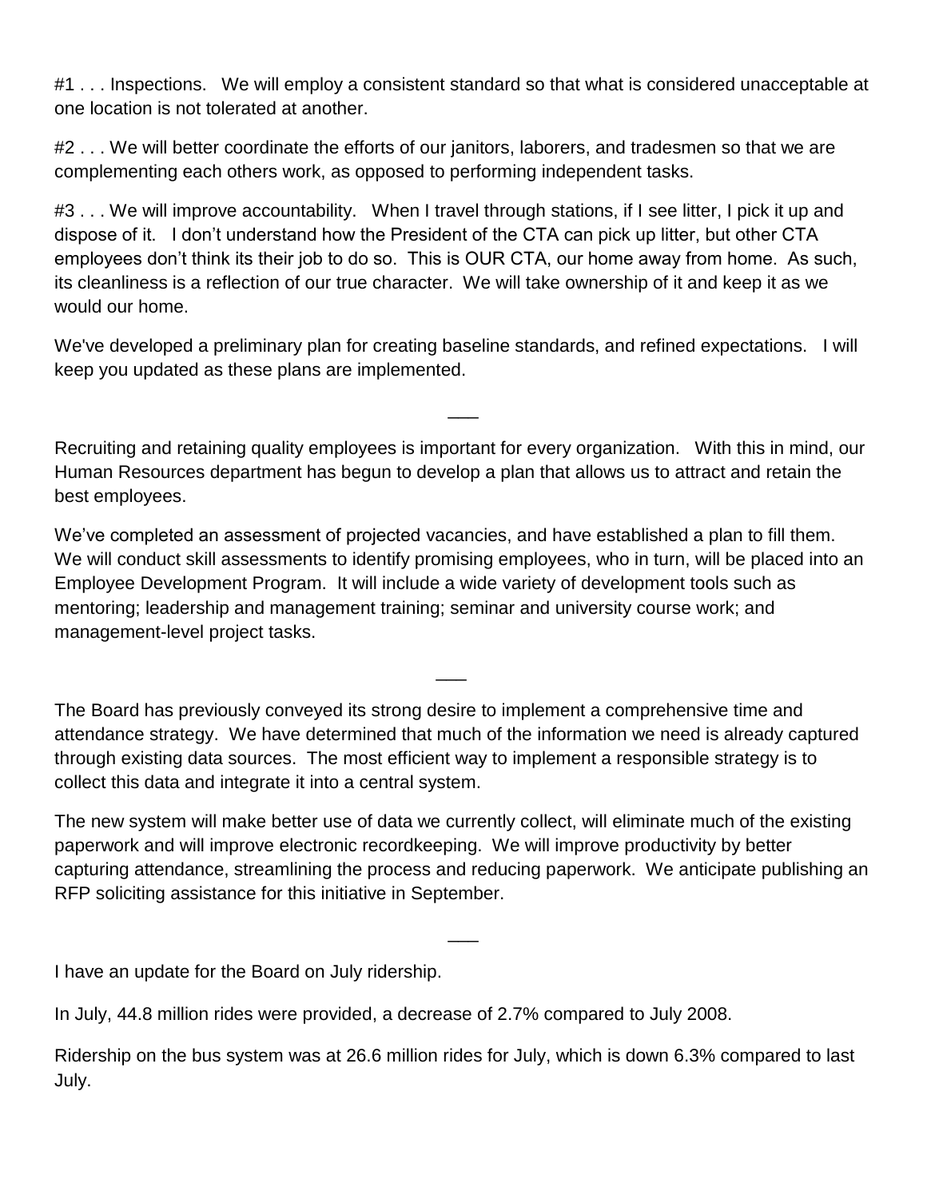#1 . . . Inspections. We will employ a consistent standard so that what is considered unacceptable at one location is not tolerated at another.

#2 . . . We will better coordinate the efforts of our janitors, laborers, and tradesmen so that we are complementing each others work, as opposed to performing independent tasks.

#3 . . . We will improve accountability. When I travel through stations, if I see litter, I pick it up and dispose of it. I don't understand how the President of the CTA can pick up litter, but other CTA employees don't think its their job to do so. This is OUR CTA, our home away from home. As such, its cleanliness is a reflection of our true character. We will take ownership of it and keep it as we would our home.

We've developed a preliminary plan for creating baseline standards, and refined expectations. I will keep you updated as these plans are implemented.

___

Recruiting and retaining quality employees is important for every organization. With this in mind, our Human Resources department has begun to develop a plan that allows us to attract and retain the best employees.

We've completed an assessment of projected vacancies, and have established a plan to fill them. We will conduct skill assessments to identify promising employees, who in turn, will be placed into an Employee Development Program. It will include a wide variety of development tools such as mentoring; leadership and management training; seminar and university course work; and management-level project tasks.

___

The Board has previously conveyed its strong desire to implement a comprehensive time and attendance strategy. We have determined that much of the information we need is already captured through existing data sources. The most efficient way to implement a responsible strategy is to collect this data and integrate it into a central system.

The new system will make better use of data we currently collect, will eliminate much of the existing paperwork and will improve electronic recordkeeping. We will improve productivity by better capturing attendance, streamlining the process and reducing paperwork. We anticipate publishing an RFP soliciting assistance for this initiative in September.

___

I have an update for the Board on July ridership.

In July, 44.8 million rides were provided, a decrease of 2.7% compared to July 2008.

Ridership on the bus system was at 26.6 million rides for July, which is down 6.3% compared to last July.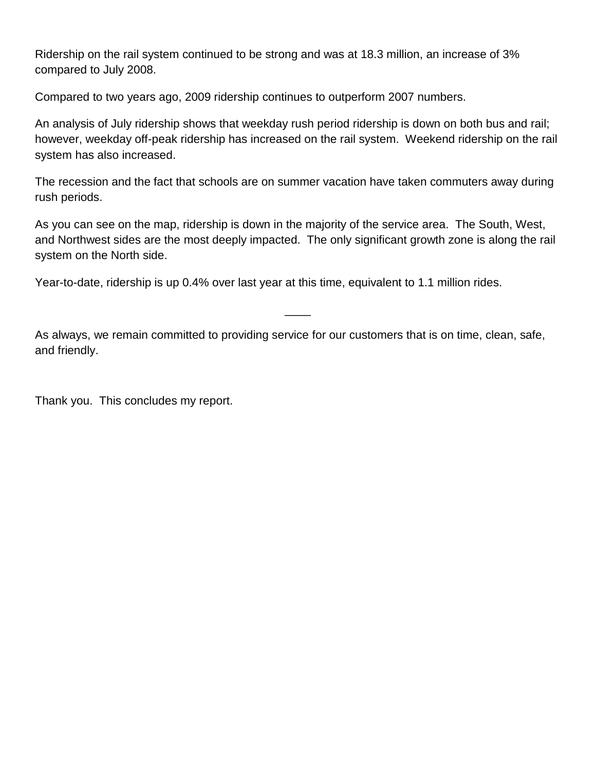Ridership on the rail system continued to be strong and was at 18.3 million, an increase of 3% compared to July 2008.

Compared to two years ago, 2009 ridership continues to outperform 2007 numbers.

An analysis of July ridership shows that weekday rush period ridership is down on both bus and rail; however, weekday off-peak ridership has increased on the rail system. Weekend ridership on the rail system has also increased.

The recession and the fact that schools are on summer vacation have taken commuters away during rush periods.

As you can see on the map, ridership is down in the majority of the service area. The South, West, and Northwest sides are the most deeply impacted. The only significant growth zone is along the rail system on the North side.

Year-to-date, ridership is up 0.4% over last year at this time, equivalent to 1.1 million rides.

____

As always, we remain committed to providing service for our customers that is on time, clean, safe, and friendly.

Thank you. This concludes my report.